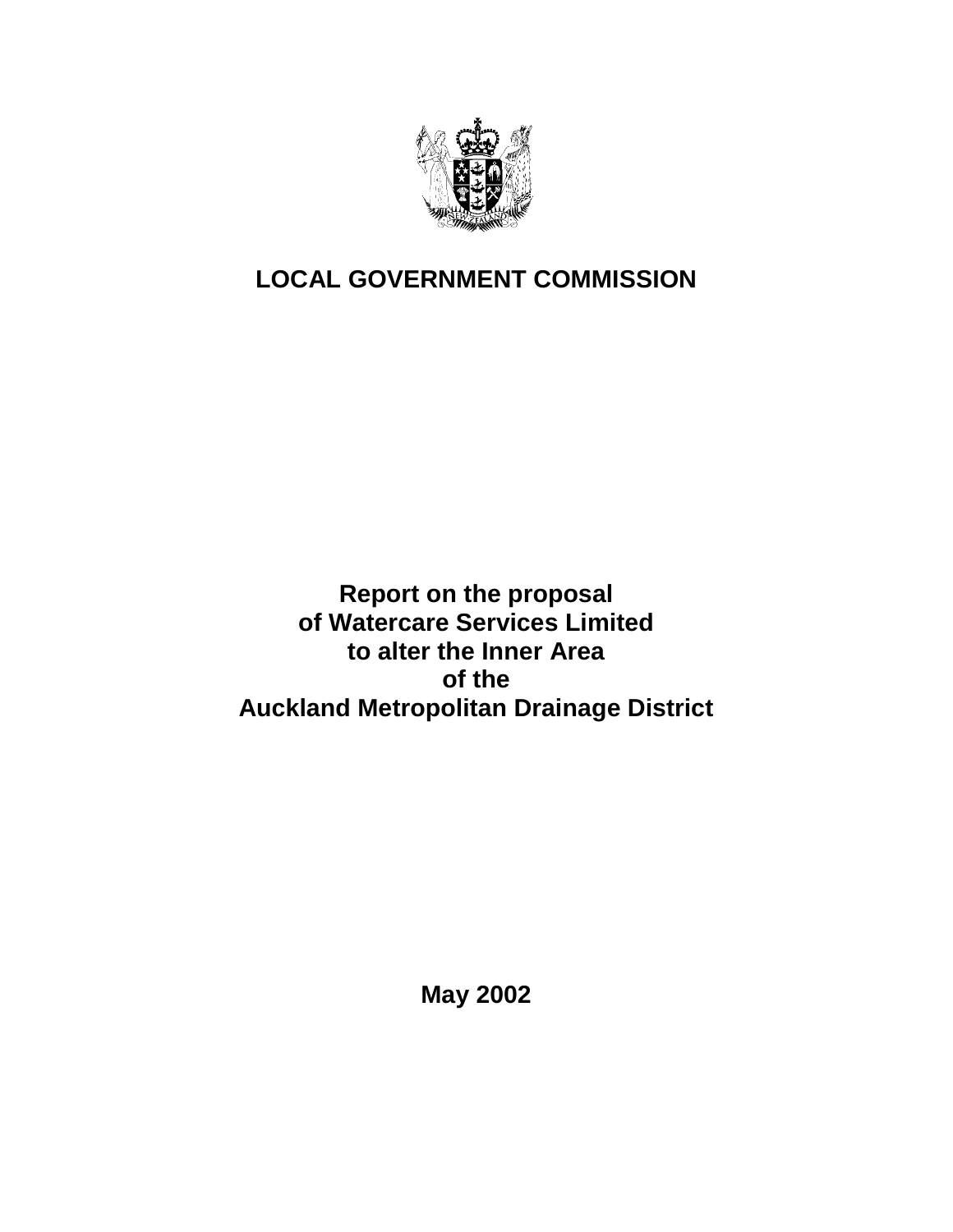# LOCAL GOVERNMENT COMMISSION

**Report on the proposal**
**of Watercare Services Limited**
**to alter the Inner Area**
**of the**
**Auckland Metropolitan Drainage District**

**May 2002**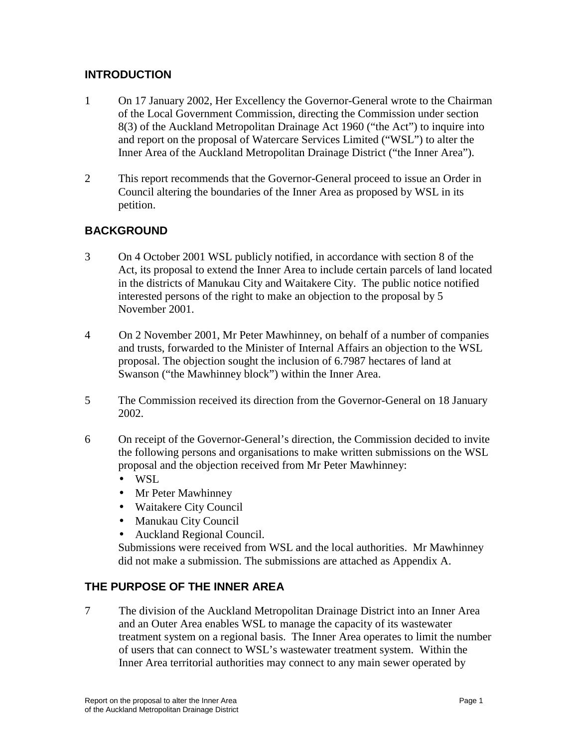## INTRODUCTION

1 On 17 January 2002, Her Excellency the Governor-General wrote to the Chairman of the Local Government Commission, directing the Commission under section 8(3) of the Auckland Metropolitan Drainage Act 1960 ("the Act") to inquire into and report on the proposal of Watercare Services Limited ("WSL") to alter the Inner Area of the Auckland Metropolitan Drainage District ("the Inner Area").

2 This report recommends that the Governor-General proceed to issue an Order in Council altering the boundaries of the Inner Area as proposed by WSL in its petition.

## BACKGROUND

3 On 4 October 2001 WSL publicly notified, in accordance with section 8 of the Act, its proposal to extend the Inner Area to include certain parcels of land located in the districts of Manukau City and Waitakere City. The public notice notified interested persons of the right to make an objection to the proposal by 5 November 2001.

4 On 2 November 2001, Mr Peter Mawhinney, on behalf of a number of companies and trusts, forwarded to the Minister of Internal Affairs an objection to the WSL proposal. The objection sought the inclusion of 6.7987 hectares of land at Swanson ("the Mawhinney block") within the Inner Area.

5 The Commission received its direction from the Governor-General on 18 January 2002.

6 On receipt of the Governor-General's direction, the Commission decided to invite the following persons and organisations to make written submissions on the WSL proposal and the objection received from Mr Peter Mawhinney:

- WSL
- Mr Peter Mawhinney
- Waitakere City Council
- Manukau City Council
- Auckland Regional Council.

Submissions were received from WSL and the local authorities. Mr Mawhinney did not make a submission. The submissions are attached as Appendix A.

## THE PURPOSE OF THE INNER AREA

7 The division of the Auckland Metropolitan Drainage District into an Inner Area and an Outer Area enables WSL to manage the capacity of its wastewater treatment system on a regional basis. The Inner Area operates to limit the number of users that can connect to WSL's wastewater treatment system. Within the Inner Area territorial authorities may connect to any main sewer operated by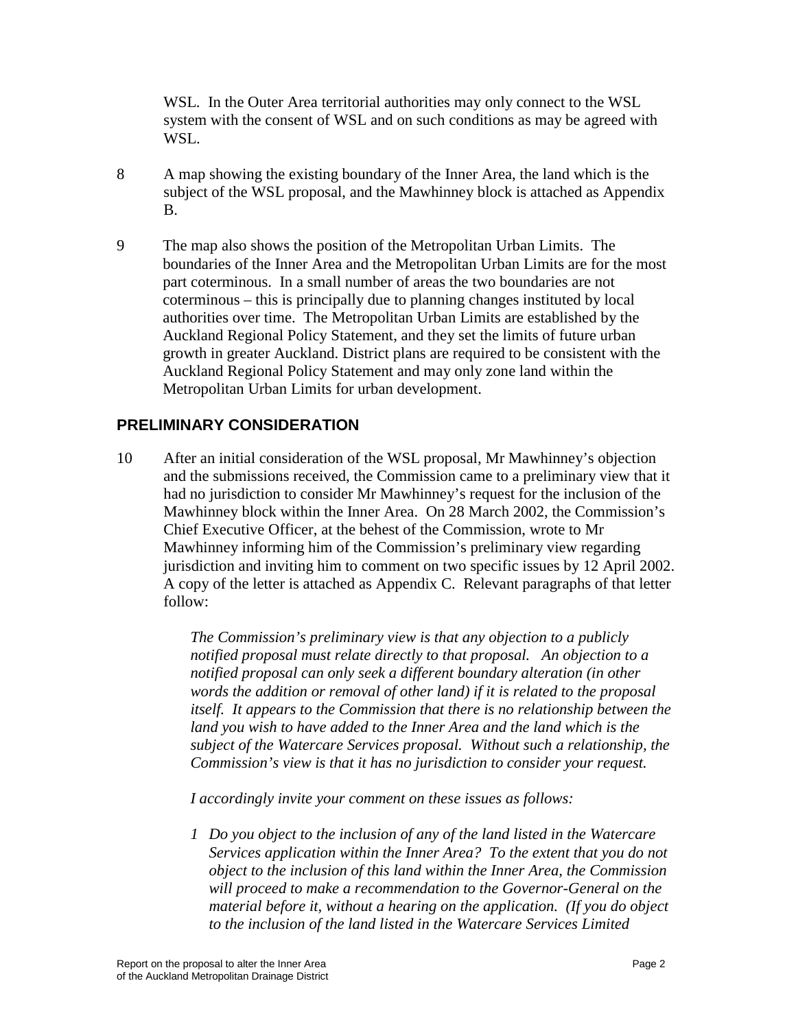WSL. In the Outer Area territorial authorities may only connect to the WSL system with the consent of WSL and on such conditions as may be agreed with WSL.

8 A map showing the existing boundary of the Inner Area, the land which is the subject of the WSL proposal, and the Mawhinney block is attached as Appendix B.

9 The map also shows the position of the Metropolitan Urban Limits. The boundaries of the Inner Area and the Metropolitan Urban Limits are for the most part coterminous. In a small number of areas the two boundaries are not coterminous – this is principally due to planning changes instituted by local authorities over time. The Metropolitan Urban Limits are established by the Auckland Regional Policy Statement, and they set the limits of future urban growth in greater Auckland. District plans are required to be consistent with the Auckland Regional Policy Statement and may only zone land within the Metropolitan Urban Limits for urban development.

## PRELIMINARY CONSIDERATION

10 After an initial consideration of the WSL proposal, Mr Mawhinney's objection and the submissions received, the Commission came to a preliminary view that it had no jurisdiction to consider Mr Mawhinney's request for the inclusion of the Mawhinney block within the Inner Area. On 28 March 2002, the Commission's Chief Executive Officer, at the behest of the Commission, wrote to Mr Mawhinney informing him of the Commission's preliminary view regarding jurisdiction and inviting him to comment on two specific issues by 12 April 2002. A copy of the letter is attached as Appendix C. Relevant paragraphs of that letter follow:

> *The Commission's preliminary view is that any objection to a publicly notified proposal must relate directly to that proposal. An objection to a notified proposal can only seek a different boundary alteration (in other words the addition or removal of other land) if it is related to the proposal itself. It appears to the Commission that there is no relationship between the land you wish to have added to the Inner Area and the land which is the subject of the Watercare Services proposal. Without such a relationship, the Commission's view is that it has no jurisdiction to consider your request.*
>
> *I accordingly invite your comment on these issues as follows:*
>
> *1 Do you object to the inclusion of any of the land listed in the Watercare Services application within the Inner Area? To the extent that you do not object to the inclusion of this land within the Inner Area, the Commission will proceed to make a recommendation to the Governor-General on the material before it, without a hearing on the application. (If you do object to the inclusion of the land listed in the Watercare Services Limited*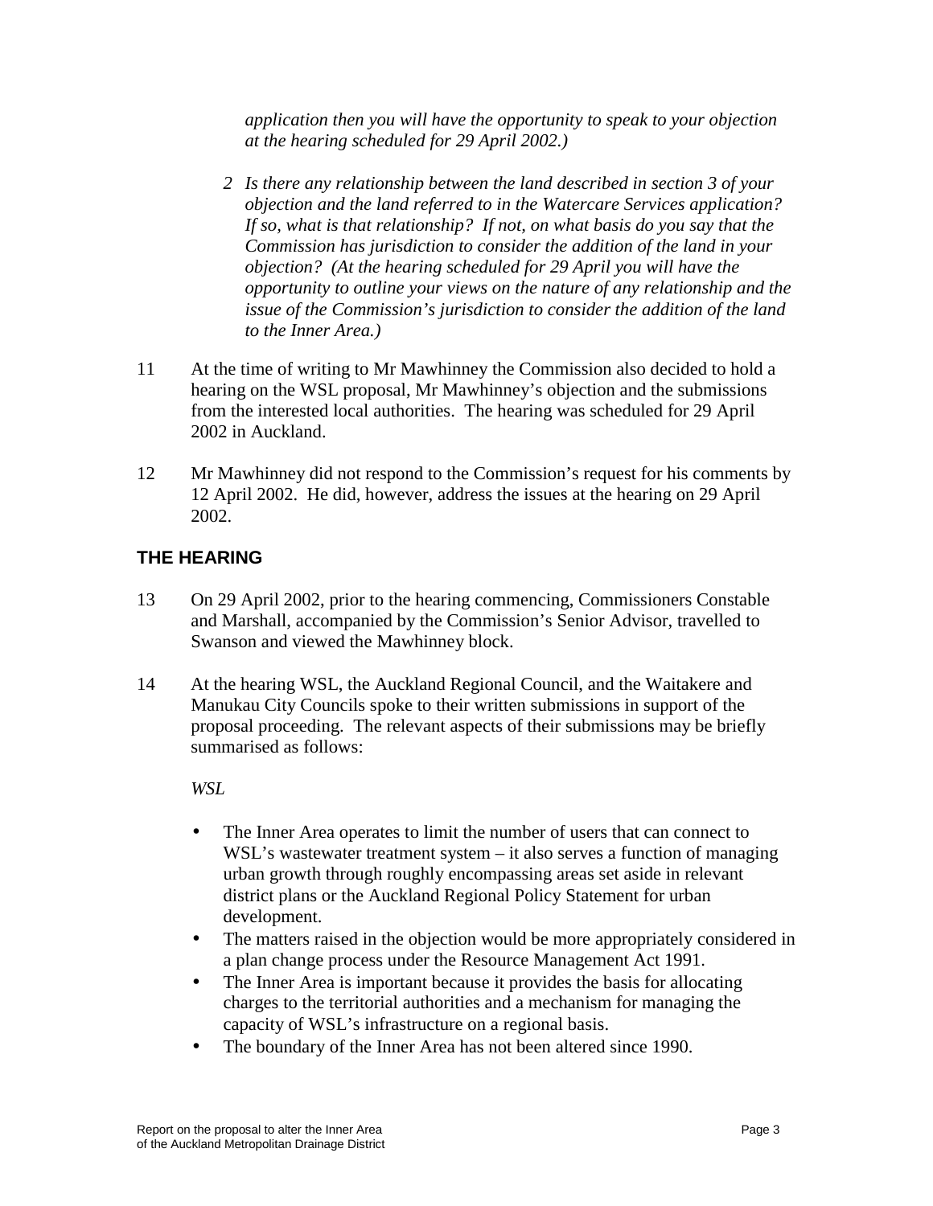*application then you will have the opportunity to speak to your objection at the hearing scheduled for 29 April 2002.)*

2 *Is there any relationship between the land described in section 3 of your objection and the land referred to in the Watercare Services application? If so, what is that relationship? If not, on what basis do you say that the Commission has jurisdiction to consider the addition of the land in your objection? (At the hearing scheduled for 29 April you will have the opportunity to outline your views on the nature of any relationship and the issue of the Commission's jurisdiction to consider the addition of the land to the Inner Area.)*

11 At the time of writing to Mr Mawhinney the Commission also decided to hold a hearing on the WSL proposal, Mr Mawhinney's objection and the submissions from the interested local authorities. The hearing was scheduled for 29 April 2002 in Auckland.

12 Mr Mawhinney did not respond to the Commission's request for his comments by 12 April 2002. He did, however, address the issues at the hearing on 29 April 2002.

## THE HEARING

13 On 29 April 2002, prior to the hearing commencing, Commissioners Constable and Marshall, accompanied by the Commission's Senior Advisor, travelled to Swanson and viewed the Mawhinney block.

14 At the hearing WSL, the Auckland Regional Council, and the Waitakere and Manukau City Councils spoke to their written submissions in support of the proposal proceeding. The relevant aspects of their submissions may be briefly summarised as follows:

*WSL*

- The Inner Area operates to limit the number of users that can connect to WSL's wastewater treatment system – it also serves a function of managing urban growth through roughly encompassing areas set aside in relevant district plans or the Auckland Regional Policy Statement for urban development.
- The matters raised in the objection would be more appropriately considered in a plan change process under the Resource Management Act 1991.
- The Inner Area is important because it provides the basis for allocating charges to the territorial authorities and a mechanism for managing the capacity of WSL's infrastructure on a regional basis.
- The boundary of the Inner Area has not been altered since 1990.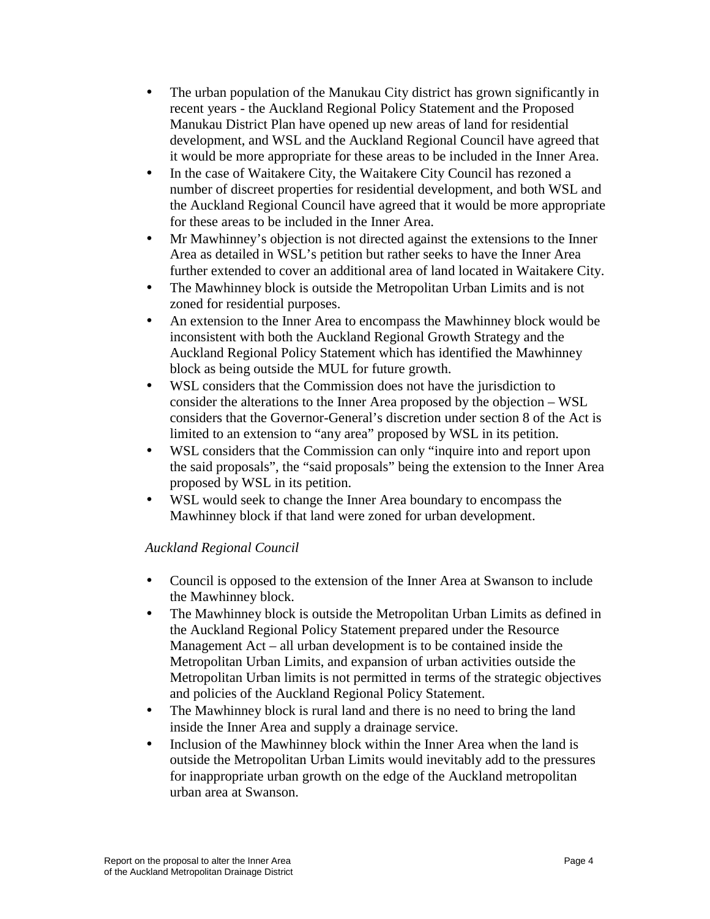- The urban population of the Manukau City district has grown significantly in recent years - the Auckland Regional Policy Statement and the Proposed Manukau District Plan have opened up new areas of land for residential development, and WSL and the Auckland Regional Council have agreed that it would be more appropriate for these areas to be included in the Inner Area.
- In the case of Waitakere City, the Waitakere City Council has rezoned a number of discreet properties for residential development, and both WSL and the Auckland Regional Council have agreed that it would be more appropriate for these areas to be included in the Inner Area.
- Mr Mawhinney's objection is not directed against the extensions to the Inner Area as detailed in WSL's petition but rather seeks to have the Inner Area further extended to cover an additional area of land located in Waitakere City.
- The Mawhinney block is outside the Metropolitan Urban Limits and is not zoned for residential purposes.
- An extension to the Inner Area to encompass the Mawhinney block would be inconsistent with both the Auckland Regional Growth Strategy and the Auckland Regional Policy Statement which has identified the Mawhinney block as being outside the MUL for future growth.
- WSL considers that the Commission does not have the jurisdiction to consider the alterations to the Inner Area proposed by the objection – WSL considers that the Governor-General's discretion under section 8 of the Act is limited to an extension to "any area" proposed by WSL in its petition.
- WSL considers that the Commission can only "inquire into and report upon the said proposals", the "said proposals" being the extension to the Inner Area proposed by WSL in its petition.
- WSL would seek to change the Inner Area boundary to encompass the Mawhinney block if that land were zoned for urban development.

*Auckland Regional Council*

- Council is opposed to the extension of the Inner Area at Swanson to include the Mawhinney block.
- The Mawhinney block is outside the Metropolitan Urban Limits as defined in the Auckland Regional Policy Statement prepared under the Resource Management Act – all urban development is to be contained inside the Metropolitan Urban Limits, and expansion of urban activities outside the Metropolitan Urban limits is not permitted in terms of the strategic objectives and policies of the Auckland Regional Policy Statement.
- The Mawhinney block is rural land and there is no need to bring the land inside the Inner Area and supply a drainage service.
- Inclusion of the Mawhinney block within the Inner Area when the land is outside the Metropolitan Urban Limits would inevitably add to the pressures for inappropriate urban growth on the edge of the Auckland metropolitan urban area at Swanson.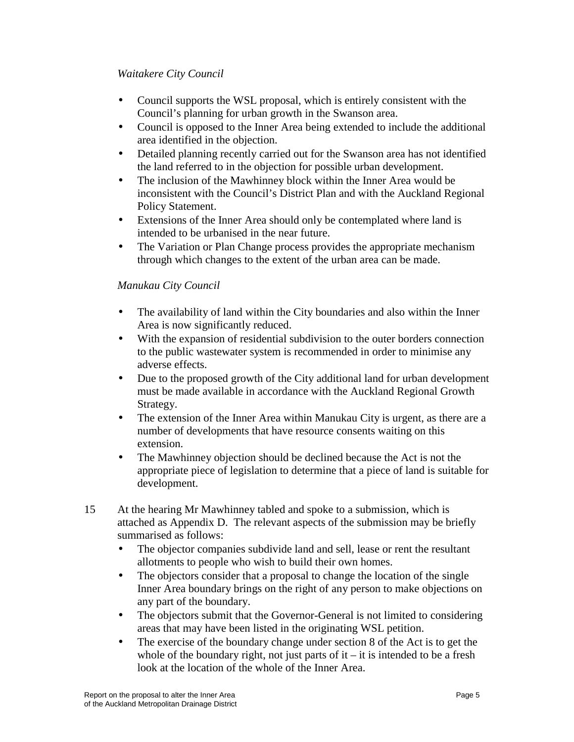*Waitakere City Council*

- Council supports the WSL proposal, which is entirely consistent with the Council's planning for urban growth in the Swanson area.
- Council is opposed to the Inner Area being extended to include the additional area identified in the objection.
- Detailed planning recently carried out for the Swanson area has not identified the land referred to in the objection for possible urban development.
- The inclusion of the Mawhinney block within the Inner Area would be inconsistent with the Council's District Plan and with the Auckland Regional Policy Statement.
- Extensions of the Inner Area should only be contemplated where land is intended to be urbanised in the near future.
- The Variation or Plan Change process provides the appropriate mechanism through which changes to the extent of the urban area can be made.

*Manukau City Council*

- The availability of land within the City boundaries and also within the Inner Area is now significantly reduced.
- With the expansion of residential subdivision to the outer borders connection to the public wastewater system is recommended in order to minimise any adverse effects.
- Due to the proposed growth of the City additional land for urban development must be made available in accordance with the Auckland Regional Growth Strategy.
- The extension of the Inner Area within Manukau City is urgent, as there are a number of developments that have resource consents waiting on this extension.
- The Mawhinney objection should be declined because the Act is not the appropriate piece of legislation to determine that a piece of land is suitable for development.

15 At the hearing Mr Mawhinney tabled and spoke to a submission, which is attached as Appendix D. The relevant aspects of the submission may be briefly summarised as follows:

- The objector companies subdivide land and sell, lease or rent the resultant allotments to people who wish to build their own homes.
- The objectors consider that a proposal to change the location of the single Inner Area boundary brings on the right of any person to make objections on any part of the boundary.
- The objectors submit that the Governor-General is not limited to considering areas that may have been listed in the originating WSL petition.
- The exercise of the boundary change under section 8 of the Act is to get the whole of the boundary right, not just parts of it – it is intended to be a fresh look at the location of the whole of the Inner Area.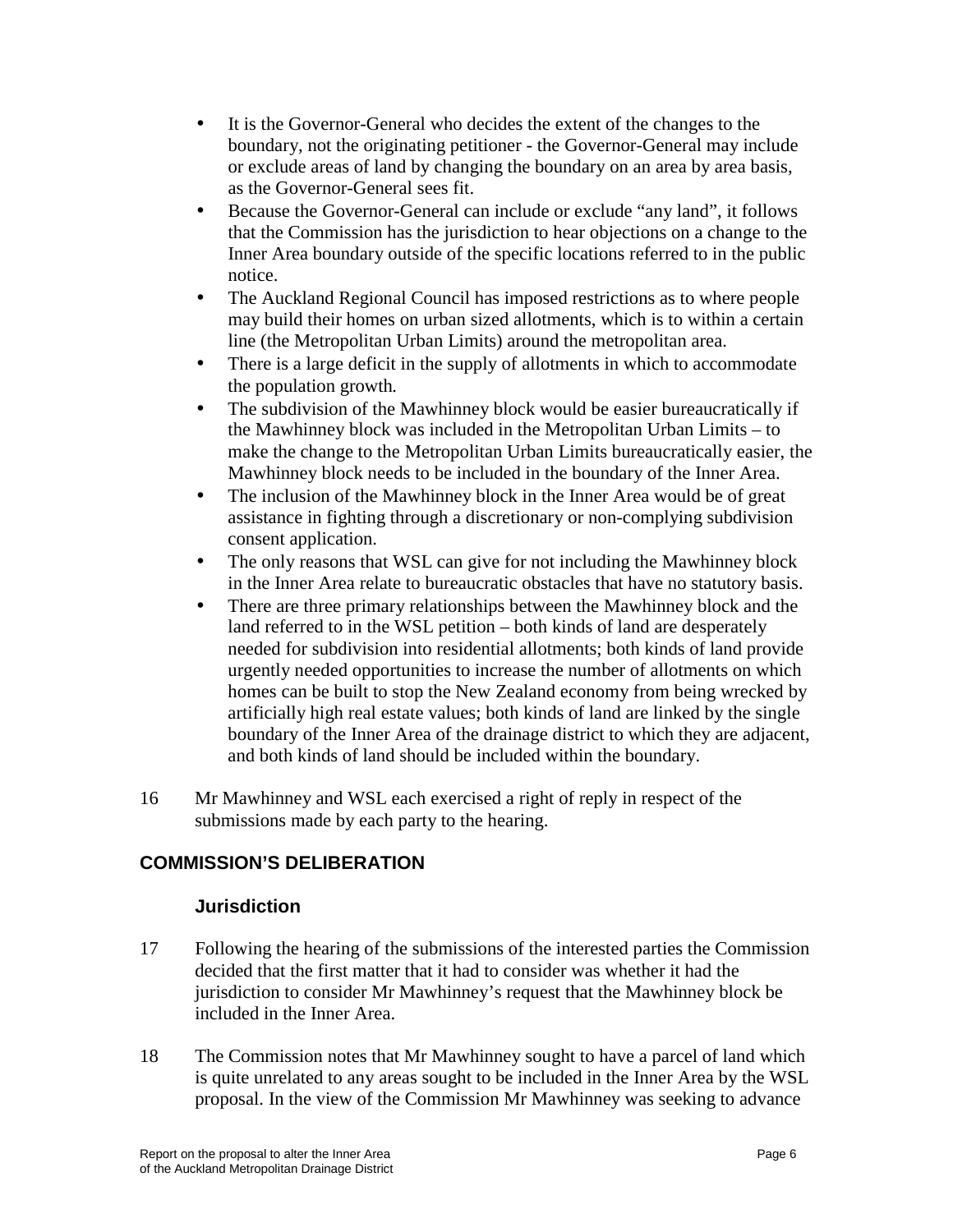- It is the Governor-General who decides the extent of the changes to the boundary, not the originating petitioner - the Governor-General may include or exclude areas of land by changing the boundary on an area by area basis, as the Governor-General sees fit.
- Because the Governor-General can include or exclude "any land", it follows that the Commission has the jurisdiction to hear objections on a change to the Inner Area boundary outside of the specific locations referred to in the public notice.
- The Auckland Regional Council has imposed restrictions as to where people may build their homes on urban sized allotments, which is to within a certain line (the Metropolitan Urban Limits) around the metropolitan area.
- There is a large deficit in the supply of allotments in which to accommodate the population growth.
- The subdivision of the Mawhinney block would be easier bureaucratically if the Mawhinney block was included in the Metropolitan Urban Limits – to make the change to the Metropolitan Urban Limits bureaucratically easier, the Mawhinney block needs to be included in the boundary of the Inner Area.
- The inclusion of the Mawhinney block in the Inner Area would be of great assistance in fighting through a discretionary or non-complying subdivision consent application.
- The only reasons that WSL can give for not including the Mawhinney block in the Inner Area relate to bureaucratic obstacles that have no statutory basis.
- There are three primary relationships between the Mawhinney block and the land referred to in the WSL petition – both kinds of land are desperately needed for subdivision into residential allotments; both kinds of land provide urgently needed opportunities to increase the number of allotments on which homes can be built to stop the New Zealand economy from being wrecked by artificially high real estate values; both kinds of land are linked by the single boundary of the Inner Area of the drainage district to which they are adjacent, and both kinds of land should be included within the boundary.

16 Mr Mawhinney and WSL each exercised a right of reply in respect of the submissions made by each party to the hearing.

## COMMISSION'S DELIBERATION

### Jurisdiction

17 Following the hearing of the submissions of the interested parties the Commission decided that the first matter that it had to consider was whether it had the jurisdiction to consider Mr Mawhinney's request that the Mawhinney block be included in the Inner Area.

18 The Commission notes that Mr Mawhinney sought to have a parcel of land which is quite unrelated to any areas sought to be included in the Inner Area by the WSL proposal. In the view of the Commission Mr Mawhinney was seeking to advance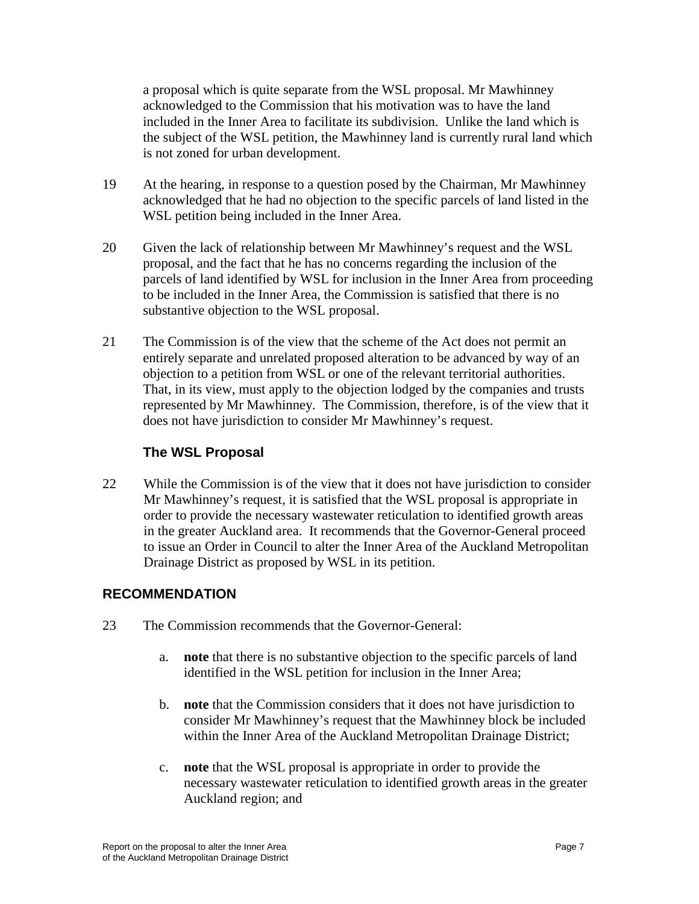a proposal which is quite separate from the WSL proposal. Mr Mawhinney acknowledged to the Commission that his motivation was to have the land included in the Inner Area to facilitate its subdivision. Unlike the land which is the subject of the WSL petition, the Mawhinney land is currently rural land which is not zoned for urban development.

19 At the hearing, in response to a question posed by the Chairman, Mr Mawhinney acknowledged that he had no objection to the specific parcels of land listed in the WSL petition being included in the Inner Area.

20 Given the lack of relationship between Mr Mawhinney's request and the WSL proposal, and the fact that he has no concerns regarding the inclusion of the parcels of land identified by WSL for inclusion in the Inner Area from proceeding to be included in the Inner Area, the Commission is satisfied that there is no substantive objection to the WSL proposal.

21 The Commission is of the view that the scheme of the Act does not permit an entirely separate and unrelated proposed alteration to be advanced by way of an objection to a petition from WSL or one of the relevant territorial authorities. That, in its view, must apply to the objection lodged by the companies and trusts represented by Mr Mawhinney. The Commission, therefore, is of the view that it does not have jurisdiction to consider Mr Mawhinney's request.

### The WSL Proposal

22 While the Commission is of the view that it does not have jurisdiction to consider Mr Mawhinney's request, it is satisfied that the WSL proposal is appropriate in order to provide the necessary wastewater reticulation to identified growth areas in the greater Auckland area. It recommends that the Governor-General proceed to issue an Order in Council to alter the Inner Area of the Auckland Metropolitan Drainage District as proposed by WSL in its petition.

## RECOMMENDATION

23 The Commission recommends that the Governor-General:

a. **note** that there is no substantive objection to the specific parcels of land identified in the WSL petition for inclusion in the Inner Area;

b. **note** that the Commission considers that it does not have jurisdiction to consider Mr Mawhinney's request that the Mawhinney block be included within the Inner Area of the Auckland Metropolitan Drainage District;

c. **note** that the WSL proposal is appropriate in order to provide the necessary wastewater reticulation to identified growth areas in the greater Auckland region; and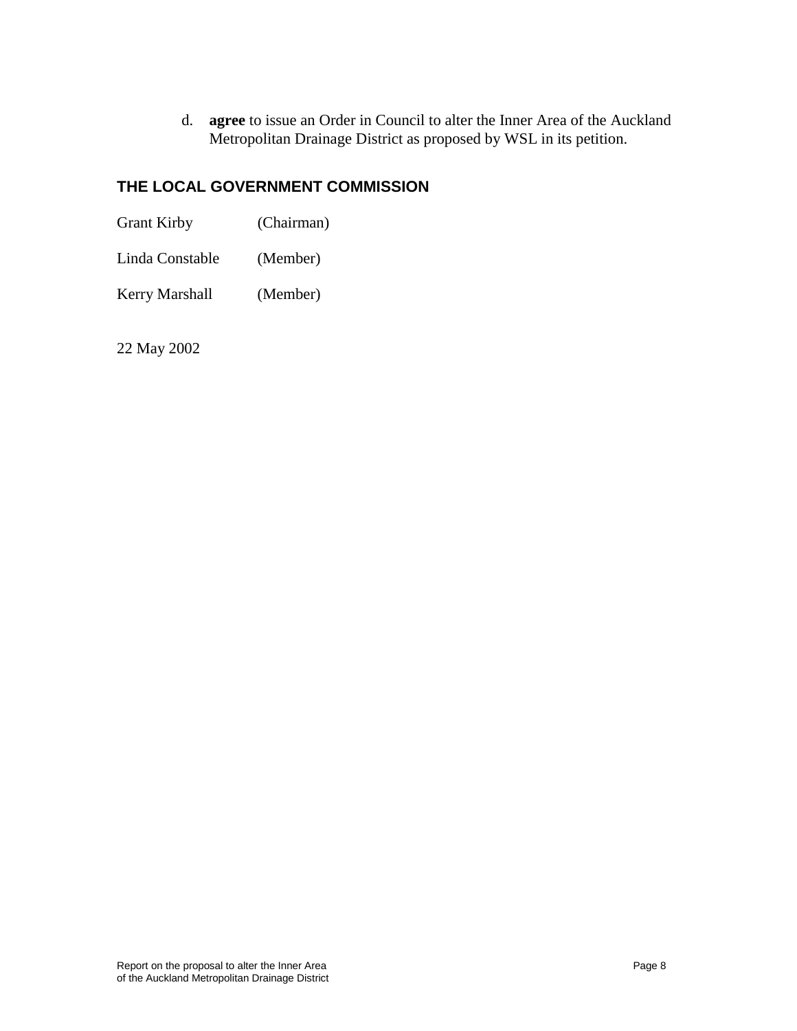d. **agree** to issue an Order in Council to alter the Inner Area of the Auckland Metropolitan Drainage District as proposed by WSL in its petition.

## THE LOCAL GOVERNMENT COMMISSION

Grant Kirby (Chairman)

Linda Constable (Member)

Kerry Marshall (Member)

22 May 2002